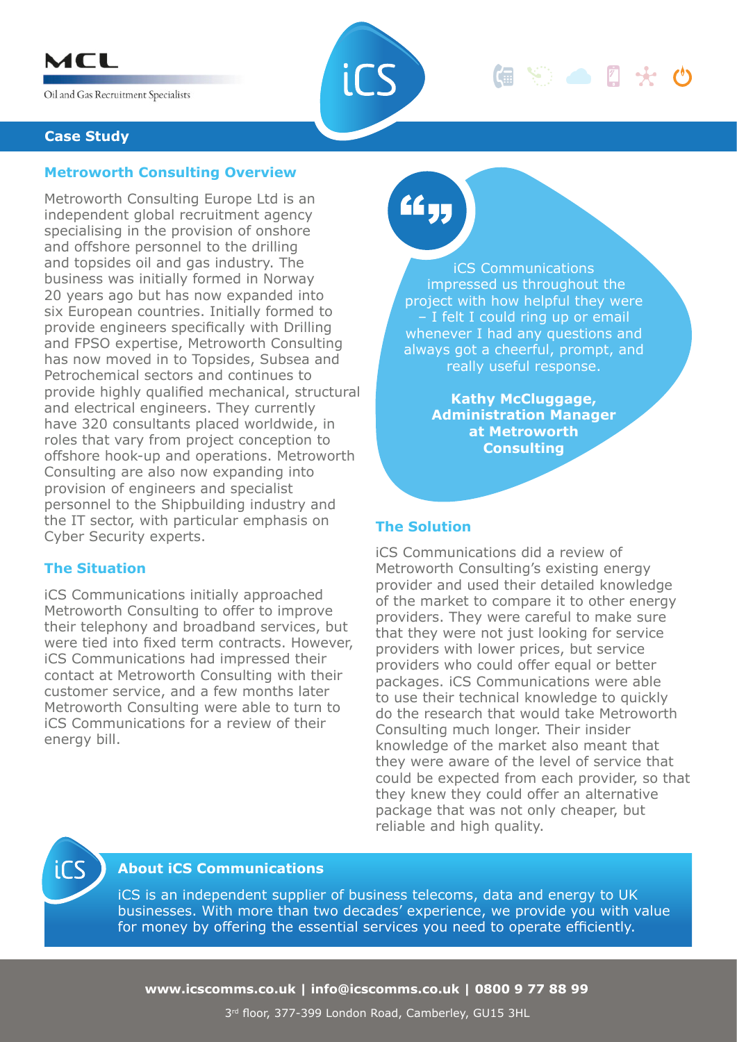MCL

Oil and Gas Recruitment Specialists

iCS

**Case Study**

## Metroworth Consulting Overview

Metroworth Consulting Europe Ltd is an independent global recruitment agency specialising in the provision of onshore and offshore personnel to the drilling and topsides oil and gas industry. The business was initially formed in Norway 20 years ago but has now expanded into six European countries. Initially formed to provide engineers specifically with Drilling and FPSO expertise, Metroworth Consulting has now moved in to Topsides, Subsea and Petrochemical sectors and continues to provide highly qualified mechanical, structural and electrical engineers. They currently have 320 consultants placed worldwide, in roles that vary from project conception to offshore hook-up and operations. Metroworth Consulting are also now expanding into provision of engineers and specialist personnel to the Shipbuilding industry and the IT sector, with particular emphasis on Cyber Security experts.

## The Situation

iCS Communications initially approached Metroworth Consulting to offer to improve their telephony and broadband services, but were tied into fixed term contracts. However, iCS Communications had impressed their contact at Metroworth Consulting with their customer service, and a few months later Metroworth Consulting were able to turn to iCS Communications for a review of their energy bill.

> iCS Communications impressed us throughout the project with how helpful they were – I felt I could ring up or email whenever I had any questions and always got a cheerful, prompt, and really useful response.
>
> **Kathy McCluggage, Administration Manager at Metroworth Consulting**

## The Solution

iCS Communications did a review of Metroworth Consulting's existing energy provider and used their detailed knowledge of the market to compare it to other energy providers. They were careful to make sure that they were not just looking for service providers with lower prices, but service providers who could offer equal or better packages. iCS Communications were able to use their technical knowledge to quickly do the research that would take Metroworth Consulting much longer. Their insider knowledge of the market also meant that they were aware of the level of service that could be expected from each provider, so that they knew they could offer an alternative package that was not only cheaper, but reliable and high quality.

## About iCS Communications

iCS is an independent supplier of business telecoms, data and energy to UK businesses. With more than two decades' experience, we provide you with value for money by offering the essential services you need to operate efficiently.

**www.icscomms.co.uk | info@icscomms.co.uk | 0800 9 77 88 99**

3rd floor, 377-399 London Road, Camberley, GU15 3HL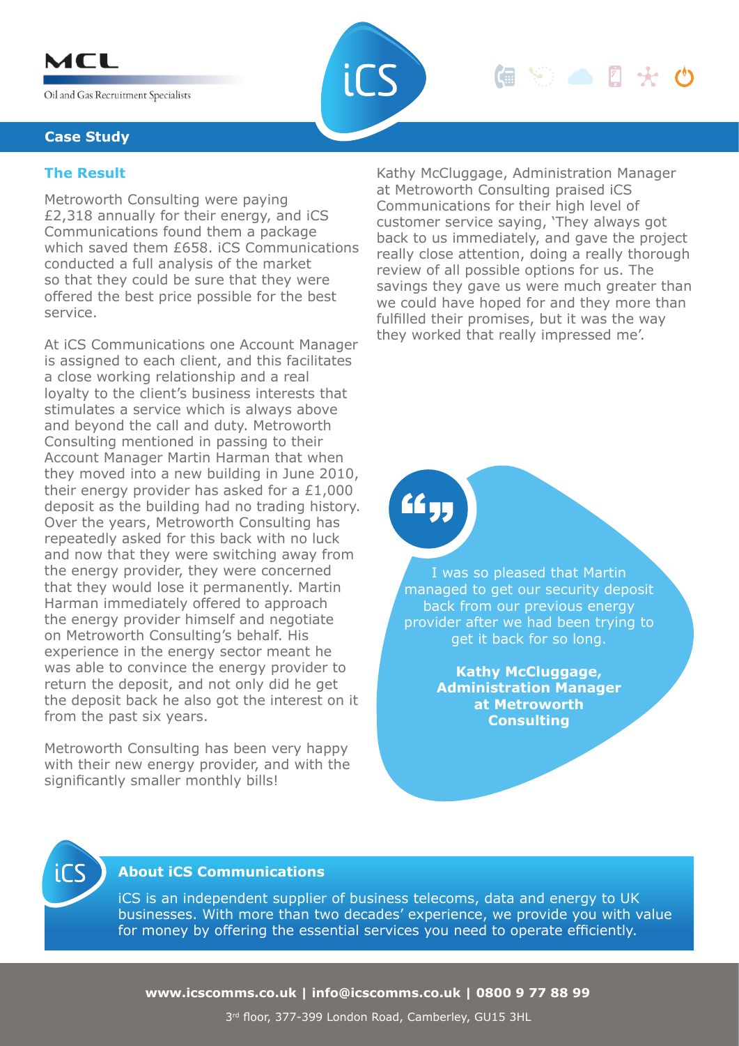MCL

Oil and Gas Recruitment Specialists

## Case Study

### The Result

Metroworth Consulting were paying £2,318 annually for their energy, and iCS Communications found them a package which saved them £658. iCS Communications conducted a full analysis of the market so that they could be sure that they were offered the best price possible for the best service.

At iCS Communications one Account Manager is assigned to each client, and this facilitates a close working relationship and a real loyalty to the client's business interests that stimulates a service which is always above and beyond the call and duty. Metroworth Consulting mentioned in passing to their Account Manager Martin Harman that when they moved into a new building in June 2010, their energy provider has asked for a £1,000 deposit as the building had no trading history. Over the years, Metroworth Consulting has repeatedly asked for this back with no luck and now that they were switching away from the energy provider, they were concerned that they would lose it permanently. Martin Harman immediately offered to approach the energy provider himself and negotiate on Metroworth Consulting's behalf. His experience in the energy sector meant he was able to convince the energy provider to return the deposit, and not only did he get the deposit back he also got the interest on it from the past six years.

Metroworth Consulting has been very happy with their new energy provider, and with the significantly smaller monthly bills!

Kathy McCluggage, Administration Manager at Metroworth Consulting praised iCS Communications for their high level of customer service saying, 'They always got back to us immediately, and gave the project really close attention, doing a really thorough review of all possible options for us. The savings they gave us were much greater than we could have hoped for and they more than fulfilled their promises, but it was the way they worked that really impressed me'.

> I was so pleased that Martin managed to get our security deposit back from our previous energy provider after we had been trying to get it back for so long.
>
> **Kathy McCluggage, Administration Manager at Metroworth Consulting**

### About iCS Communications

iCS is an independent supplier of business telecoms, data and energy to UK businesses. With more than two decades' experience, we provide you with value for money by offering the essential services you need to operate efficiently.

**www.icscomms.co.uk | info@icscomms.co.uk | 0800 9 77 88 99**

3rd floor, 377-399 London Road, Camberley, GU15 3HL